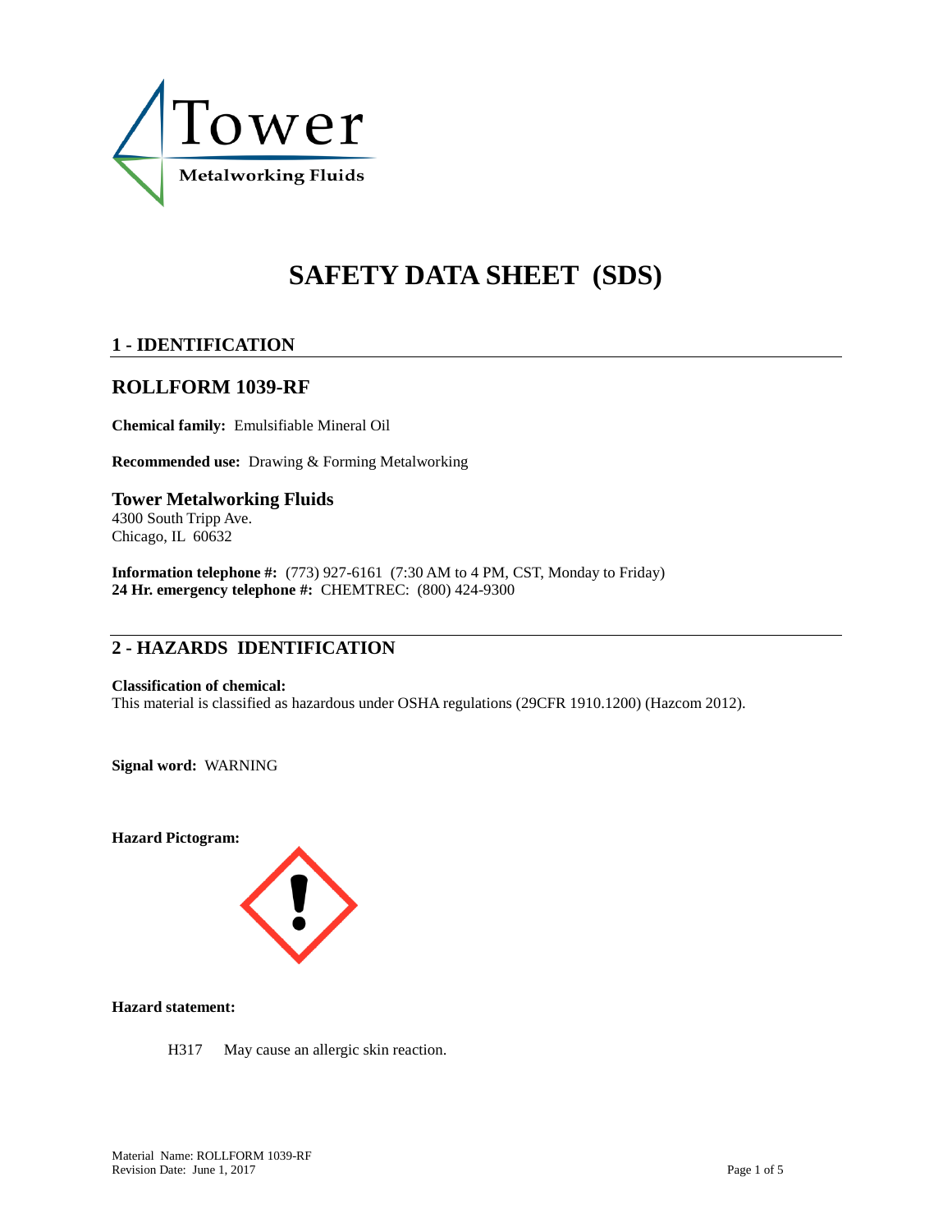# SAFETY DATA SHEET (SDS)

## 1 - IDENTIFICATION

### ROLLFORM 1039-RF

**Chemical family:** Emulsifiable Mineral Oil

**Recommended use:** Drawing & Forming Metalworking

**Tower Metalworking Fluids**
4300 South Tripp Ave.
Chicago, IL 60632

**Information telephone #:** (773) 927-6161 (7:30 AM to 4 PM, CST, Monday to Friday)
**24 Hr. emergency telephone #:** CHEMTREC: (800) 424-9300

## 2 - HAZARDS IDENTIFICATION

**Classification of chemical:**
This material is classified as hazardous under OSHA regulations (29CFR 1910.1200) (Hazcom 2012).

**Signal word:** WARNING

**Hazard Pictogram:**

**Hazard statement:**

H317 May cause an allergic skin reaction.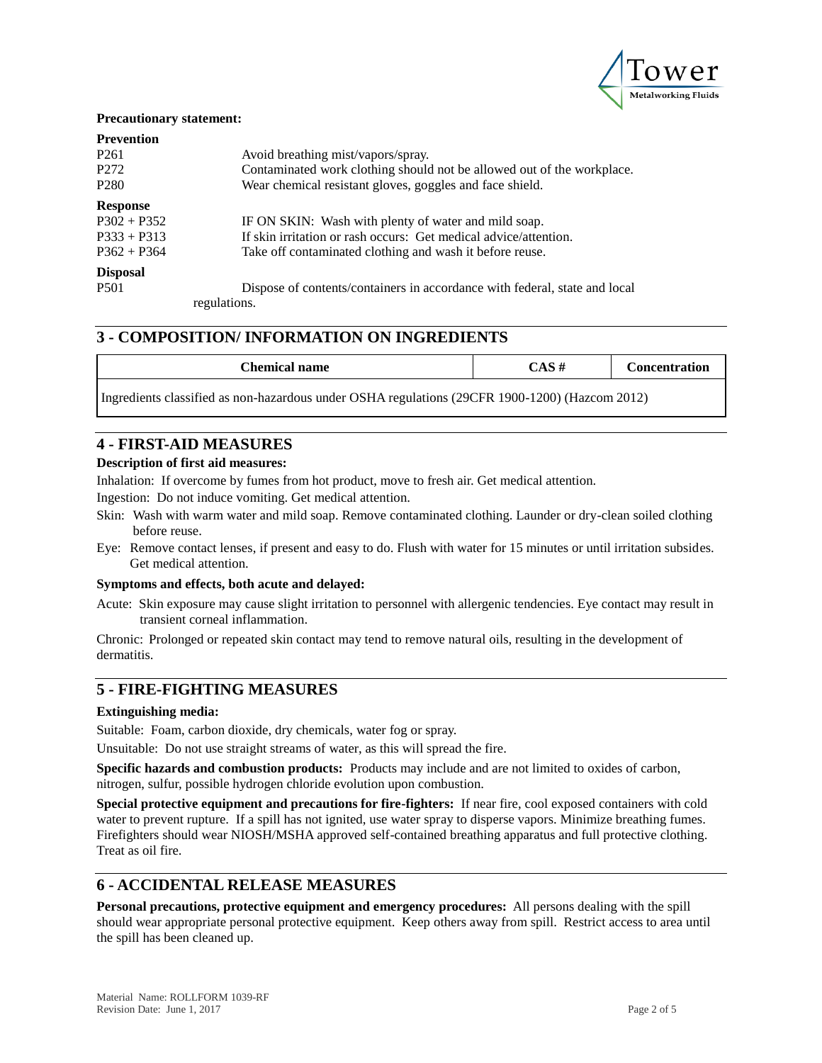**Precautionary statement:**

**Prevention**

| | |
|---|---|
| P261 | Avoid breathing mist/vapors/spray. |
| P272 | Contaminated work clothing should not be allowed out of the workplace. |
| P280 | Wear chemical resistant gloves, goggles and face shield. |

**Response**

| | |
|---|---|
| P302 + P352 | IF ON SKIN: Wash with plenty of water and mild soap. |
| P333 + P313 | If skin irritation or rash occurs: Get medical advice/attention. |
| P362 + P364 | Take off contaminated clothing and wash it before reuse. |

**Disposal**

| | |
|---|---|
| P501 | Dispose of contents/containers in accordance with federal, state and local regulations. |

## 3 - COMPOSITION/ INFORMATION ON INGREDIENTS

| Chemical name | CAS # | Concentration |
|---|---|---|
| Ingredients classified as non-hazardous under OSHA regulations (29CFR 1900-1200) (Hazcom 2012) | | |

## 4 - FIRST-AID MEASURES

**Description of first aid measures:**

Inhalation: If overcome by fumes from hot product, move to fresh air. Get medical attention.

Ingestion: Do not induce vomiting. Get medical attention.

Skin: Wash with warm water and mild soap. Remove contaminated clothing. Launder or dry-clean soiled clothing before reuse.

Eye: Remove contact lenses, if present and easy to do. Flush with water for 15 minutes or until irritation subsides. Get medical attention.

**Symptoms and effects, both acute and delayed:**

Acute: Skin exposure may cause slight irritation to personnel with allergenic tendencies. Eye contact may result in transient corneal inflammation.

Chronic: Prolonged or repeated skin contact may tend to remove natural oils, resulting in the development of dermatitis.

## 5 - FIRE-FIGHTING MEASURES

**Extinguishing media:**

Suitable: Foam, carbon dioxide, dry chemicals, water fog or spray.

Unsuitable: Do not use straight streams of water, as this will spread the fire.

**Specific hazards and combustion products:** Products may include and are not limited to oxides of carbon, nitrogen, sulfur, possible hydrogen chloride evolution upon combustion.

**Special protective equipment and precautions for fire-fighters:** If near fire, cool exposed containers with cold water to prevent rupture. If a spill has not ignited, use water spray to disperse vapors. Minimize breathing fumes. Firefighters should wear NIOSH/MSHA approved self-contained breathing apparatus and full protective clothing. Treat as oil fire.

## 6 - ACCIDENTAL RELEASE MEASURES

**Personal precautions, protective equipment and emergency procedures:** All persons dealing with the spill should wear appropriate personal protective equipment. Keep others away from spill. Restrict access to area until the spill has been cleaned up.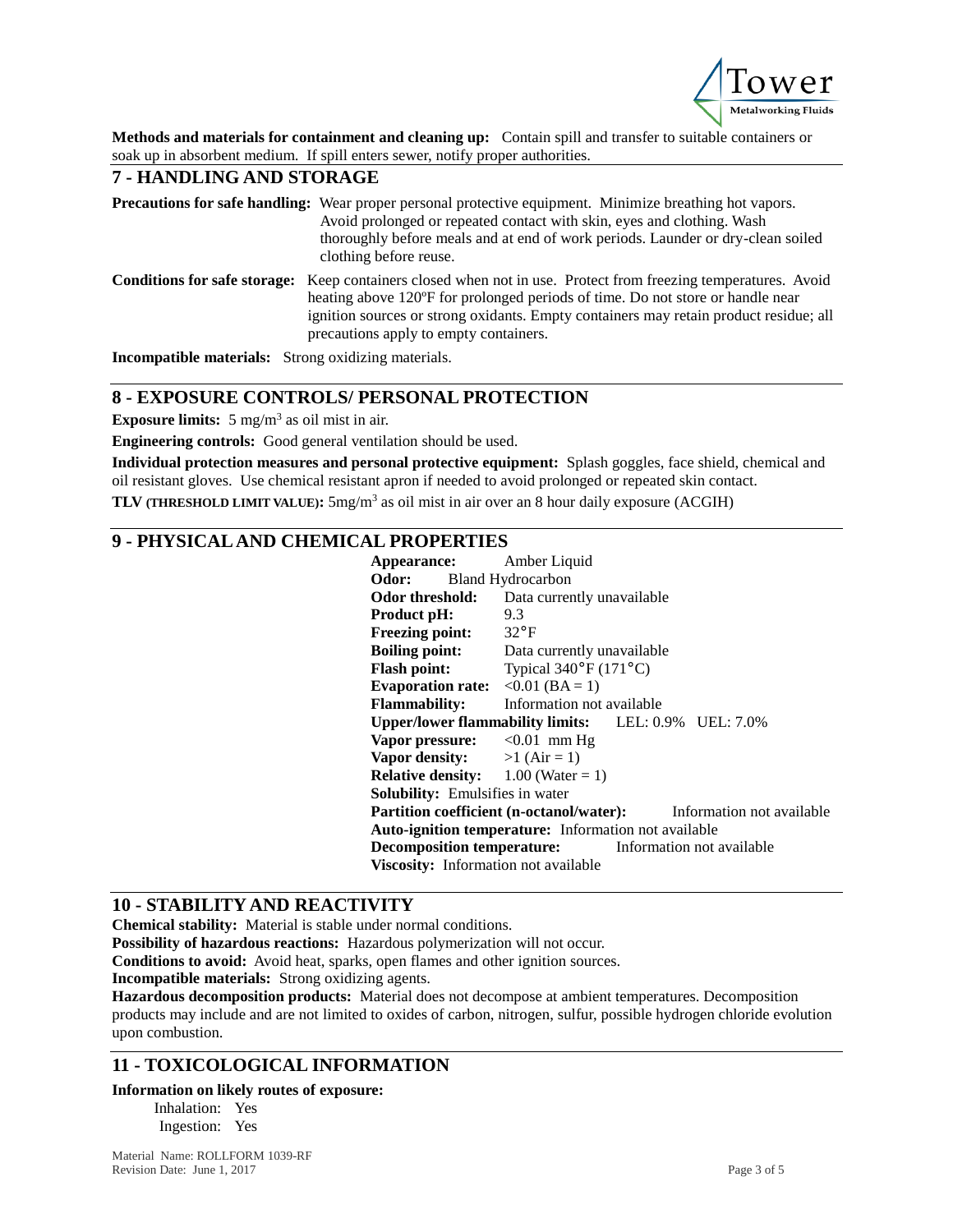**Methods and materials for containment and cleaning up:** Contain spill and transfer to suitable containers or soak up in absorbent medium. If spill enters sewer, notify proper authorities.

## 7 - HANDLING AND STORAGE

**Precautions for safe handling:** Wear proper personal protective equipment. Minimize breathing hot vapors. Avoid prolonged or repeated contact with skin, eyes and clothing. Wash thoroughly before meals and at end of work periods. Launder or dry-clean soiled clothing before reuse.

**Conditions for safe storage:** Keep containers closed when not in use. Protect from freezing temperatures. Avoid heating above 120ºF for prolonged periods of time. Do not store or handle near ignition sources or strong oxidants. Empty containers may retain product residue; all precautions apply to empty containers.

**Incompatible materials:** Strong oxidizing materials.

## 8 - EXPOSURE CONTROLS/ PERSONAL PROTECTION

**Exposure limits:** 5 $mg/m^3$ as oil mist in air.

**Engineering controls:** Good general ventilation should be used.

**Individual protection measures and personal protective equipment:** Splash goggles, face shield, chemical and oil resistant gloves. Use chemical resistant apron if needed to avoid prolonged or repeated skin contact.

**TLV (THRESHOLD LIMIT VALUE):** 5$mg/m^3$ as oil mist in air over an 8 hour daily exposure (ACGIH)

## 9 - PHYSICAL AND CHEMICAL PROPERTIES

**Appearance:** Amber Liquid
**Odor:** Bland Hydrocarbon
**Odor threshold:** Data currently unavailable
**Product pH:** 9.3
**Freezing point:** 32°F
**Boiling point:** Data currently unavailable
**Flash point:** Typical 340°F (171°C)
**Evaporation rate:** <0.01 (BA = 1)
**Flammability:** Information not available
**Upper/lower flammability limits:** LEL: 0.9% UEL: 7.0%
**Vapor pressure:** <0.01 mm Hg
**Vapor density:** >1 (Air = 1)
**Relative density:** 1.00 (Water = 1)
**Solubility:** Emulsifies in water
**Partition coefficient (n-octanol/water):** Information not available
**Auto-ignition temperature:** Information not available
**Decomposition temperature:** Information not available
**Viscosity:** Information not available

## 10 - STABILITY AND REACTIVITY

**Chemical stability:** Material is stable under normal conditions.
**Possibility of hazardous reactions:** Hazardous polymerization will not occur.
**Conditions to avoid:** Avoid heat, sparks, open flames and other ignition sources.
**Incompatible materials:** Strong oxidizing agents.
**Hazardous decomposition products:** Material does not decompose at ambient temperatures. Decomposition products may include and are not limited to oxides of carbon, nitrogen, sulfur, possible hydrogen chloride evolution upon combustion.

## 11 - TOXICOLOGICAL INFORMATION

**Information on likely routes of exposure:**

Inhalation: Yes
Ingestion: Yes

Material Name: ROLLFORM 1039-RF
Revision Date: June 1, 2017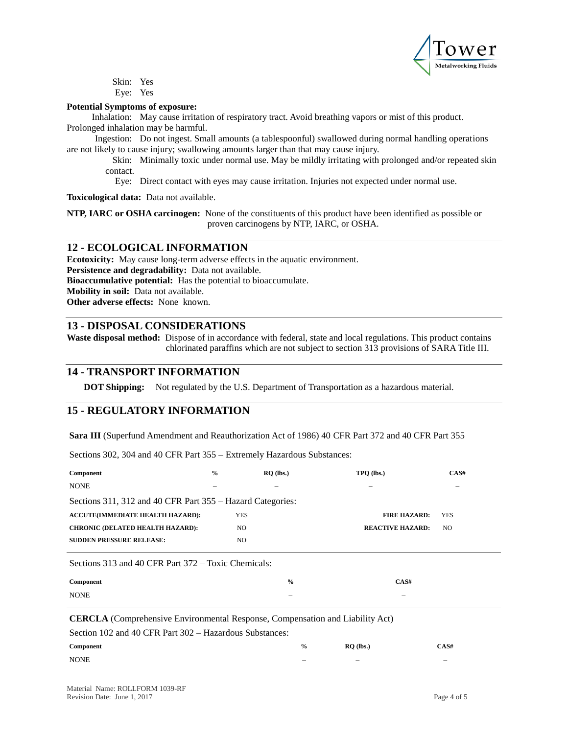Skin: Yes

Eye: Yes

**Potential Symptoms of exposure:**

Inhalation: May cause irritation of respiratory tract. Avoid breathing vapors or mist of this product. Prolonged inhalation may be harmful.

Ingestion: Do not ingest. Small amounts (a tablespoonful) swallowed during normal handling operations are not likely to cause injury; swallowing amounts larger than that may cause injury.

Skin: Minimally toxic under normal use. May be mildly irritating with prolonged and/or repeated skin contact.

Eye: Direct contact with eyes may cause irritation. Injuries not expected under normal use.

**Toxicological data:** Data not available.

**NTP, IARC or OSHA carcinogen:** None of the constituents of this product have been identified as possible or proven carcinogens by NTP, IARC, or OSHA.

## 12 - ECOLOGICAL INFORMATION

**Ecotoxicity:** May cause long-term adverse effects in the aquatic environment.
**Persistence and degradability:** Data not available.
**Bioaccumulative potential:** Has the potential to bioaccumulate.
**Mobility in soil:** Data not available.
**Other adverse effects:** None known.

## 13 - DISPOSAL CONSIDERATIONS

**Waste disposal method:** Dispose of in accordance with federal, state and local regulations. This product contains chlorinated paraffins which are not subject to section 313 provisions of SARA Title III.

## 14 - TRANSPORT INFORMATION

**DOT Shipping:** Not regulated by the U.S. Department of Transportation as a hazardous material.

## 15 - REGULATORY INFORMATION

**Sara III** (Superfund Amendment and Reauthorization Act of 1986) 40 CFR Part 372 and 40 CFR Part 355

Sections 302, 304 and 40 CFR Part 355 – Extremely Hazardous Substances:

| Component | % | RQ (lbs.) | TPQ (lbs.) | CAS# |
| --- | --- | --- | --- | --- |
| NONE | – | – | – | – |

Sections 311, 312 and 40 CFR Part 355 – Hazard Categories:

| | | | |
| --- | --- | --- | --- |
| **ACCUTE(IMMEDIATE HEALTH HAZARD):** | YES | **FIRE HAZARD:** | YES |
| **CHRONIC (DELATED HEALTH HAZARD):** | NO | **REACTIVE HAZARD:** | NO |
| **SUDDEN PRESSURE RELEASE:** | NO | | |

Sections 313 and 40 CFR Part 372 – Toxic Chemicals:

| Component | % | CAS# |
| --- | --- | --- |
| NONE | – | – |

**CERCLA** (Comprehensive Environmental Response, Compensation and Liability Act)

Section 102 and 40 CFR Part 302 – Hazardous Substances:

| Component | % | RQ (lbs.) | CAS# |
| --- | --- | --- | --- |
| NONE | – | – | – |

Material Name: ROLLFORM 1039-RF
Revision Date: June 1, 2017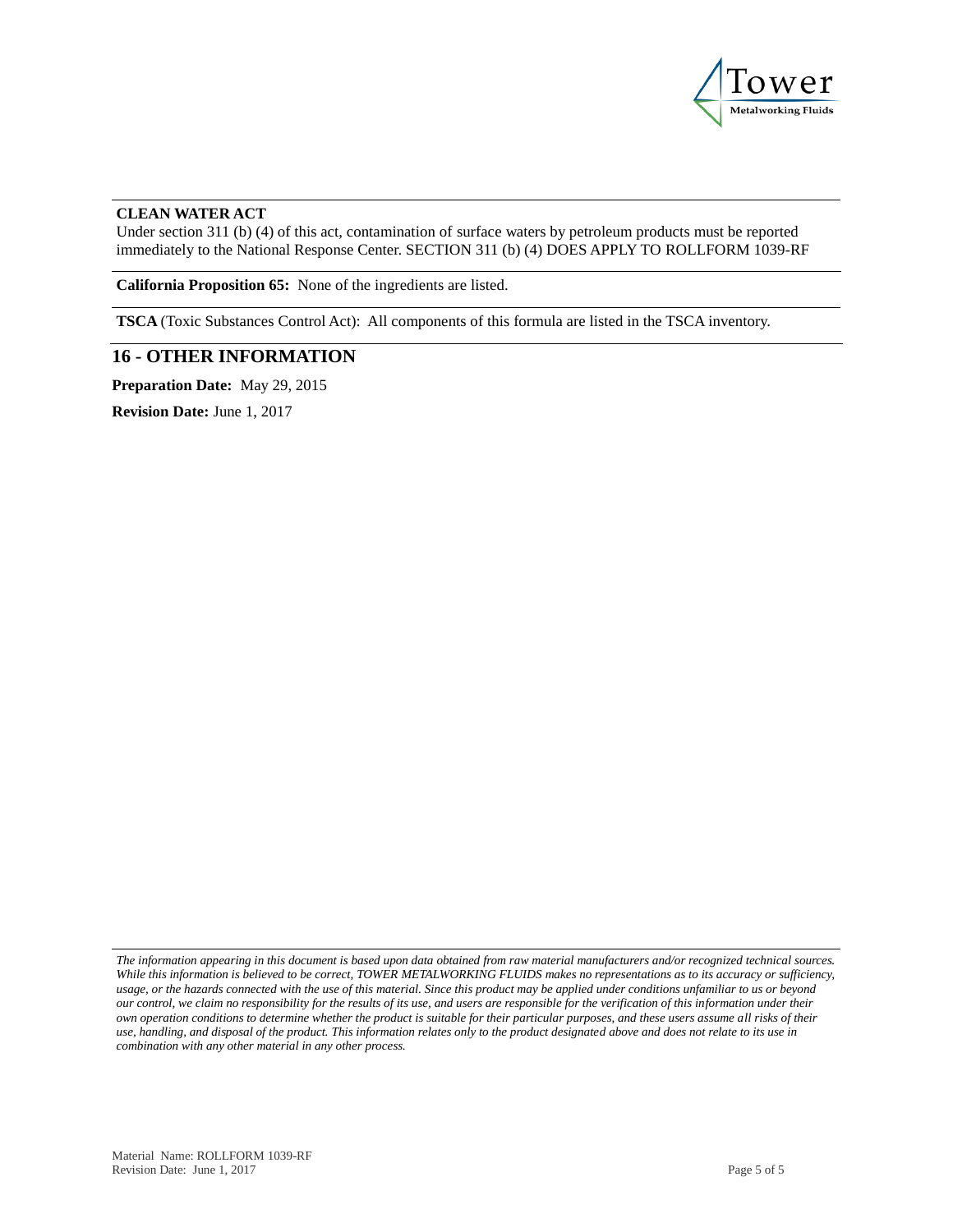**CLEAN WATER ACT**

Under section 311 (b) (4) of this act, contamination of surface waters by petroleum products must be reported immediately to the National Response Center. SECTION 311 (b) (4) DOES APPLY TO ROLLFORM 1039-RF

**California Proposition 65:** None of the ingredients are listed.

**TSCA** (Toxic Substances Control Act): All components of this formula are listed in the TSCA inventory.

## 16 - OTHER INFORMATION

**Preparation Date:** May 29, 2015

**Revision Date:** June 1, 2017

*The information appearing in this document is based upon data obtained from raw material manufacturers and/or recognized technical sources. While this information is believed to be correct, TOWER METALWORKING FLUIDS makes no representations as to its accuracy or sufficiency, usage, or the hazards connected with the use of this material. Since this product may be applied under conditions unfamiliar to us or beyond our control, we claim no responsibility for the results of its use, and users are responsible for the verification of this information under their own operation conditions to determine whether the product is suitable for their particular purposes, and these users assume all risks of their use, handling, and disposal of the product. This information relates only to the product designated above and does not relate to its use in combination with any other material in any other process.*